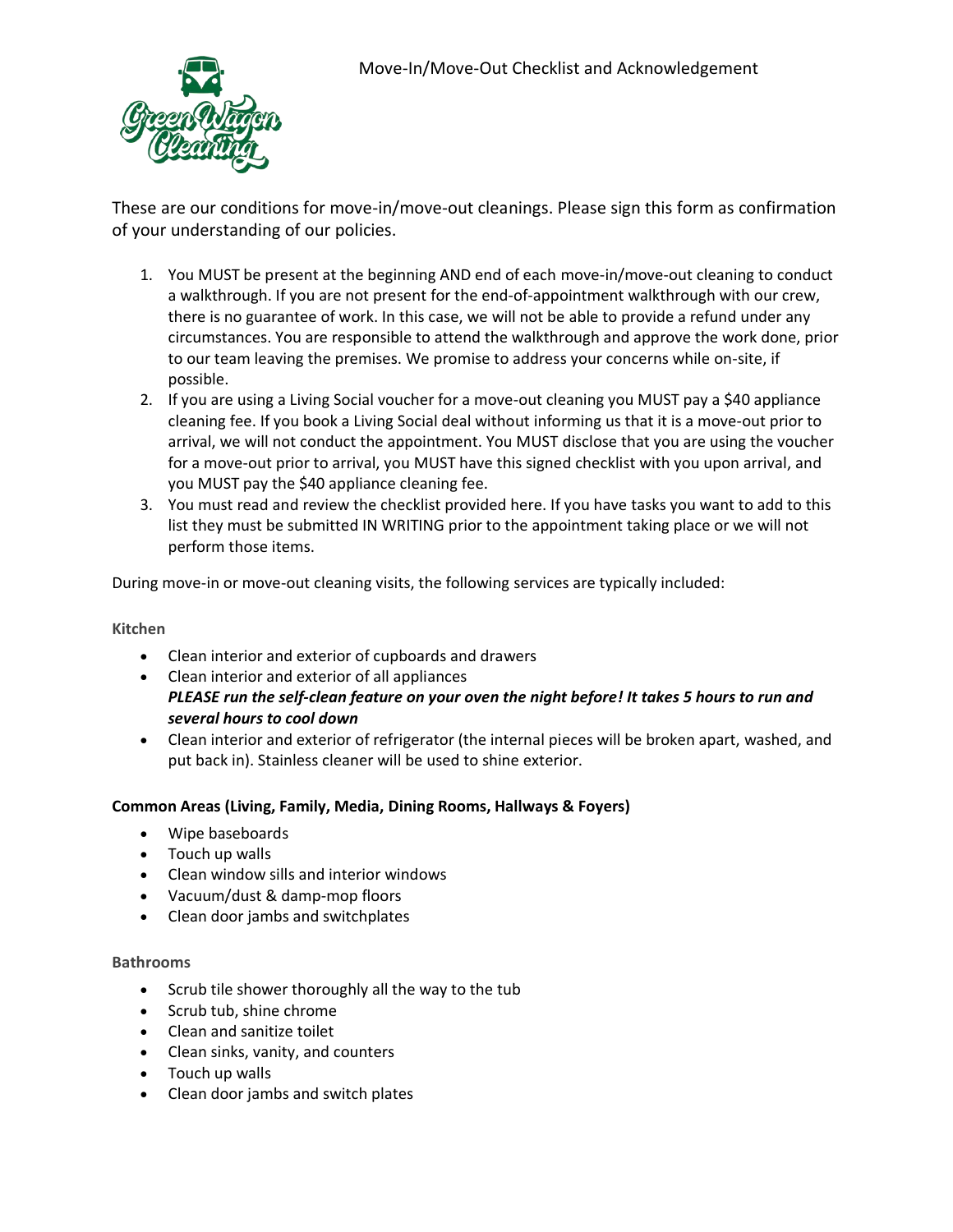# Move-In/Move-Out Checklist and Acknowledgement

These are our conditions for move-in/move-out cleanings. Please sign this form as confirmation of your understanding of our policies.

1. You MUST be present at the beginning AND end of each move-in/move-out cleaning to conduct a walkthrough. If you are not present for the end-of-appointment walkthrough with our crew, there is no guarantee of work. In this case, we will not be able to provide a refund under any circumstances. You are responsible to attend the walkthrough and approve the work done, prior to our team leaving the premises. We promise to address your concerns while on-site, if possible.
2. If you are using a Living Social voucher for a move-out cleaning you MUST pay a $40 appliance cleaning fee. If you book a Living Social deal without informing us that it is a move-out prior to arrival, we will not conduct the appointment. You MUST disclose that you are using the voucher for a move-out prior to arrival, you MUST have this signed checklist with you upon arrival, and you MUST pay the $40 appliance cleaning fee.
3. You must read and review the checklist provided here. If you have tasks you want to add to this list they must be submitted IN WRITING prior to the appointment taking place or we will not perform those items.

During move-in or move-out cleaning visits, the following services are typically included:

### Kitchen

- Clean interior and exterior of cupboards and drawers
- Clean interior and exterior of all appliances
  ***PLEASE run the self-clean feature on your oven the night before! It takes 5 hours to run and several hours to cool down***
- Clean interior and exterior of refrigerator (the internal pieces will be broken apart, washed, and put back in). Stainless cleaner will be used to shine exterior.

### Common Areas (Living, Family, Media, Dining Rooms, Hallways & Foyers)

- Wipe baseboards
- Touch up walls
- Clean window sills and interior windows
- Vacuum/dust & damp-mop floors
- Clean door jambs and switchplates

### Bathrooms

- Scrub tile shower thoroughly all the way to the tub
- Scrub tub, shine chrome
- Clean and sanitize toilet
- Clean sinks, vanity, and counters
- Touch up walls
- Clean door jambs and switch plates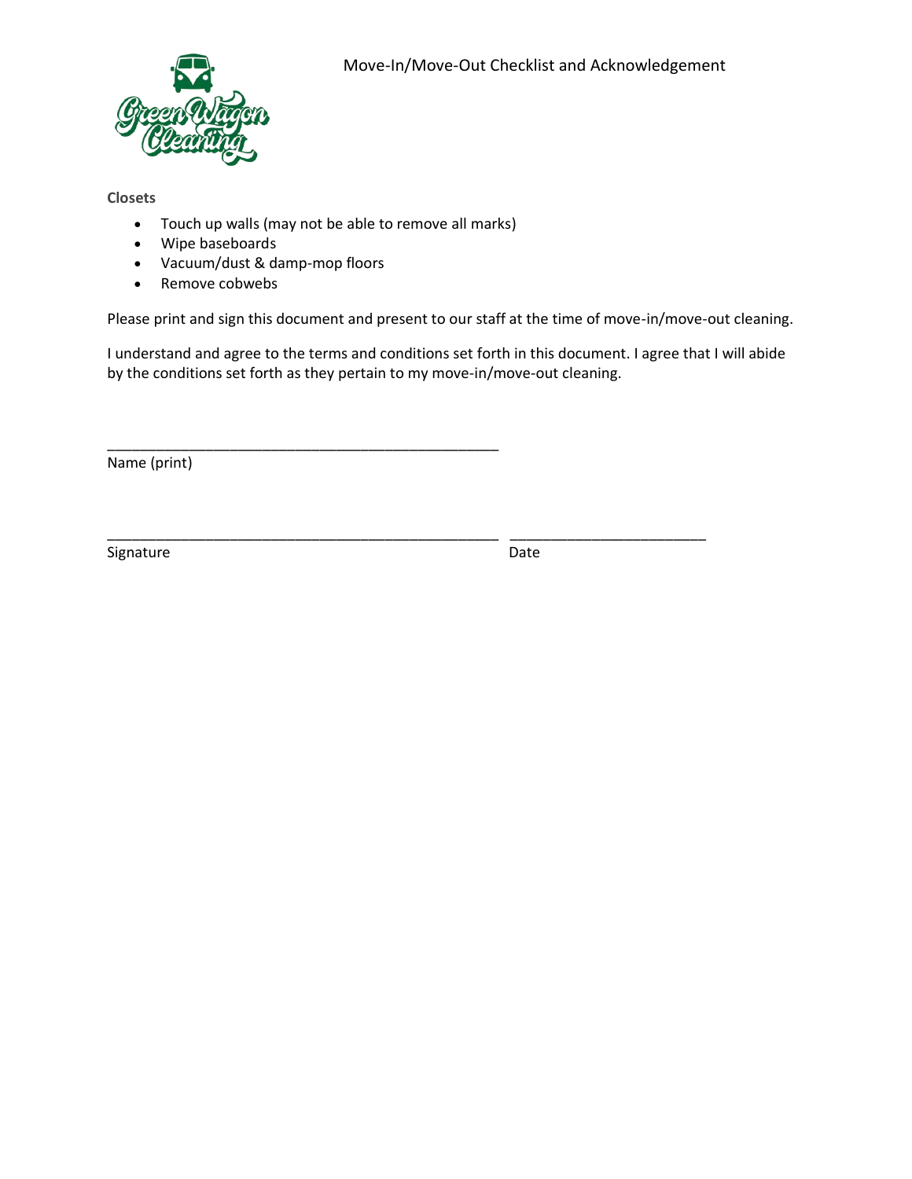Move-In/Move-Out Checklist and Acknowledgement

**Closets**

- Touch up walls (may not be able to remove all marks)
- Wipe baseboards
- Vacuum/dust & damp-mop floors
- Remove cobwebs

Please print and sign this document and present to our staff at the time of move-in/move-out cleaning.

I understand and agree to the terms and conditions set forth in this document. I agree that I will abide by the conditions set forth as they pertain to my move-in/move-out cleaning.

_________________________________________________

Name (print)

_________________________________________________ ________________________

Signature Date